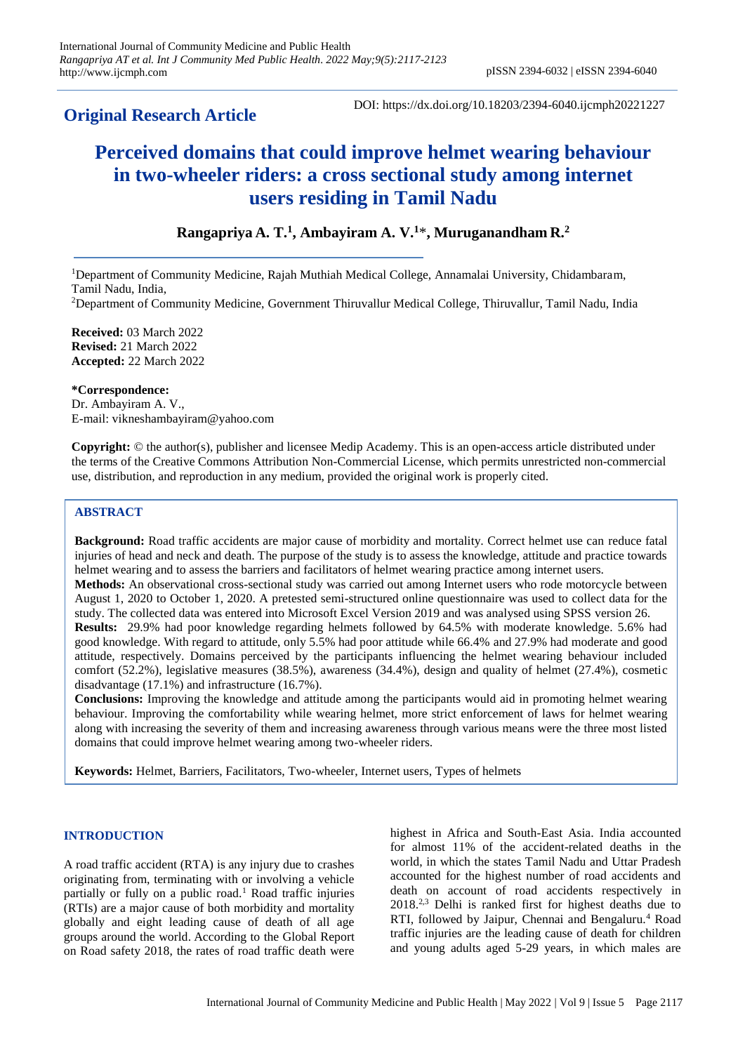**Original Research Article**

DOI: https://dx.doi.org/10.18203/2394-6040.ijcmph20221227

# Perceived domains that could improve helmet wearing behaviour in two-wheeler riders: a cross sectional study among internet users residing in Tamil Nadu

**Rangapriya A. T.[1], Ambayiram A. V.[1]*, Muruganandham R.[2]**

[1]Department of Community Medicine, Rajah Muthiah Medical College, Annamalai University, Chidambaram, Tamil Nadu, India,

[2]Department of Community Medicine, Government Thiruvallur Medical College, Thiruvallur, Tamil Nadu, India

**Received:** 03 March 2022
**Revised:** 21 March 2022
**Accepted:** 22 March 2022

**\*Correspondence:**
Dr. Ambayiram A. V.,
E-mail: vikneshambayiram@yahoo.com

**Copyright:** © the author(s), publisher and licensee Medip Academy. This is an open-access article distributed under the terms of the Creative Commons Attribution Non-Commercial License, which permits unrestricted non-commercial use, distribution, and reproduction in any medium, provided the original work is properly cited.

## ABSTRACT

**Background:** Road traffic accidents are major cause of morbidity and mortality. Correct helmet use can reduce fatal injuries of head and neck and death. The purpose of the study is to assess the knowledge, attitude and practice towards helmet wearing and to assess the barriers and facilitators of helmet wearing practice among internet users.

**Methods:** An observational cross-sectional study was carried out among Internet users who rode motorcycle between August 1, 2020 to October 1, 2020. A pretested semi-structured online questionnaire was used to collect data for the study. The collected data was entered into Microsoft Excel Version 2019 and was analysed using SPSS version 26.

**Results:** 29.9% had poor knowledge regarding helmets followed by 64.5% with moderate knowledge. 5.6% had good knowledge. With regard to attitude, only 5.5% had poor attitude while 66.4% and 27.9% had moderate and good attitude, respectively. Domains perceived by the participants influencing the helmet wearing behaviour included comfort (52.2%), legislative measures (38.5%), awareness (34.4%), design and quality of helmet (27.4%), cosmetic disadvantage (17.1%) and infrastructure (16.7%).

**Conclusions:** Improving the knowledge and attitude among the participants would aid in promoting helmet wearing behaviour. Improving the comfortability while wearing helmet, more strict enforcement of laws for helmet wearing along with increasing the severity of them and increasing awareness through various means were the three most listed domains that could improve helmet wearing among two-wheeler riders.

**Keywords:** Helmet, Barriers, Facilitators, Two-wheeler, Internet users, Types of helmets

## INTRODUCTION

A road traffic accident (RTA) is any injury due to crashes originating from, terminating with or involving a vehicle partially or fully on a public road.[1] Road traffic injuries (RTIs) are a major cause of both morbidity and mortality globally and eight leading cause of death of all age groups around the world. According to the Global Report on Road safety 2018, the rates of road traffic death were highest in Africa and South-East Asia. India accounted for almost 11% of the accident-related deaths in the world, in which the states Tamil Nadu and Uttar Pradesh accounted for the highest number of road accidents and death on account of road accidents respectively in 2018.[2,3] Delhi is ranked first for highest deaths due to RTI, followed by Jaipur, Chennai and Bengaluru.[4] Road traffic injuries are the leading cause of death for children and young adults aged 5-29 years, in which males are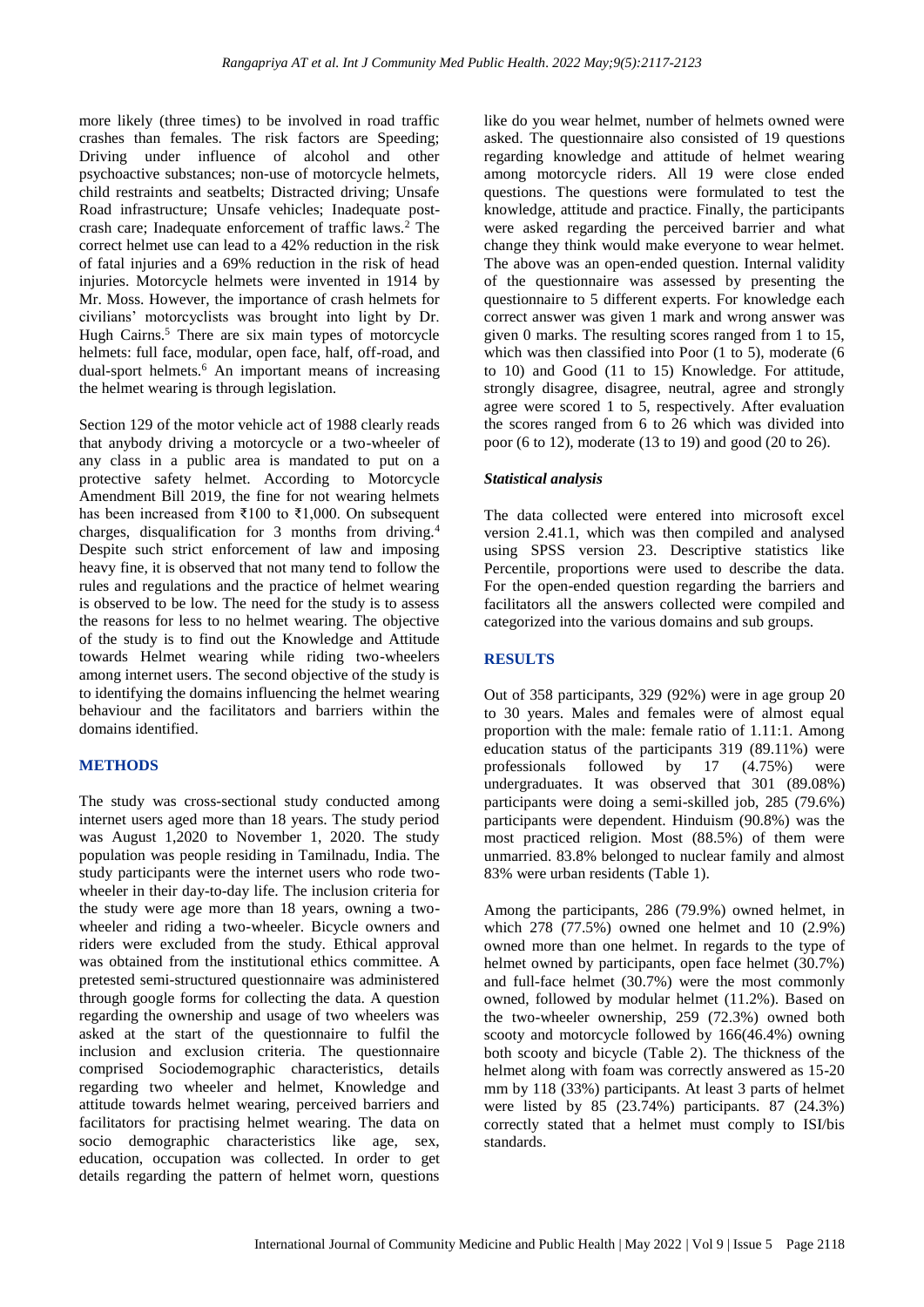more likely (three times) to be involved in road traffic crashes than females. The risk factors are Speeding; Driving under influence of alcohol and other psychoactive substances; non-use of motorcycle helmets, child restraints and seatbelts; Distracted driving; Unsafe Road infrastructure; Unsafe vehicles; Inadequate post-crash care; Inadequate enforcement of traffic laws.[2] The correct helmet use can lead to a 42% reduction in the risk of fatal injuries and a 69% reduction in the risk of head injuries. Motorcycle helmets were invented in 1914 by Mr. Moss. However, the importance of crash helmets for civilians' motorcyclists was brought into light by Dr. Hugh Cairns.[5] There are six main types of motorcycle helmets: full face, modular, open face, half, off-road, and dual-sport helmets.[6] An important means of increasing the helmet wearing is through legislation.

Section 129 of the motor vehicle act of 1988 clearly reads that anybody driving a motorcycle or a two-wheeler of any class in a public area is mandated to put on a protective safety helmet. According to Motorcycle Amendment Bill 2019, the fine for not wearing helmets has been increased from ₹100 to ₹1,000. On subsequent charges, disqualification for 3 months from driving.[4] Despite such strict enforcement of law and imposing heavy fine, it is observed that not many tend to follow the rules and regulations and the practice of helmet wearing is observed to be low. The need for the study is to assess the reasons for less to no helmet wearing. The objective of the study is to find out the Knowledge and Attitude towards Helmet wearing while riding two-wheelers among internet users. The second objective of the study is to identifying the domains influencing the helmet wearing behaviour and the facilitators and barriers within the domains identified.

## METHODS

The study was cross-sectional study conducted among internet users aged more than 18 years. The study period was August 1,2020 to November 1, 2020. The study population was people residing in Tamilnadu, India. The study participants were the internet users who rode two-wheeler in their day-to-day life. The inclusion criteria for the study were age more than 18 years, owning a two-wheeler and riding a two-wheeler. Bicycle owners and riders were excluded from the study. Ethical approval was obtained from the institutional ethics committee. A pretested semi-structured questionnaire was administered through google forms for collecting the data. A question regarding the ownership and usage of two wheelers was asked at the start of the questionnaire to fulfil the inclusion and exclusion criteria. The questionnaire comprised Sociodemographic characteristics, details regarding two wheeler and helmet, Knowledge and attitude towards helmet wearing, perceived barriers and facilitators for practising helmet wearing. The data on socio demographic characteristics like age, sex, education, occupation was collected. In order to get details regarding the pattern of helmet worn, questions like do you wear helmet, number of helmets owned were asked. The questionnaire also consisted of 19 questions regarding knowledge and attitude of helmet wearing among motorcycle riders. All 19 were close ended questions. The questions were formulated to test the knowledge, attitude and practice. Finally, the participants were asked regarding the perceived barrier and what change they think would make everyone to wear helmet. The above was an open-ended question. Internal validity of the questionnaire was assessed by presenting the questionnaire to 5 different experts. For knowledge each correct answer was given 1 mark and wrong answer was given 0 marks. The resulting scores ranged from 1 to 15, which was then classified into Poor (1 to 5), moderate (6 to 10) and Good (11 to 15) Knowledge. For attitude, strongly disagree, disagree, neutral, agree and strongly agree were scored 1 to 5, respectively. After evaluation the scores ranged from 6 to 26 which was divided into poor (6 to 12), moderate (13 to 19) and good (20 to 26).

### *Statistical analysis*

The data collected were entered into microsoft excel version 2.41.1, which was then compiled and analysed using SPSS version 23. Descriptive statistics like Percentile, proportions were used to describe the data. For the open-ended question regarding the barriers and facilitators all the answers collected were compiled and categorized into the various domains and sub groups.

## RESULTS

Out of 358 participants, 329 (92%) were in age group 20 to 30 years. Males and females were of almost equal proportion with the male: female ratio of 1.11:1. Among education status of the participants 319 (89.11%) were professionals followed by 17 (4.75%) were undergraduates. It was observed that 301 (89.08%) participants were doing a semi-skilled job, 285 (79.6%) participants were dependent. Hinduism (90.8%) was the most practiced religion. Most (88.5%) of them were unmarried. 83.8% belonged to nuclear family and almost 83% were urban residents (Table 1).

Among the participants, 286 (79.9%) owned helmet, in which 278 (77.5%) owned one helmet and 10 (2.9%) owned more than one helmet. In regards to the type of helmet owned by participants, open face helmet (30.7%) and full-face helmet (30.7%) were the most commonly owned, followed by modular helmet (11.2%). Based on the two-wheeler ownership, 259 (72.3%) owned both scooty and motorcycle followed by 166(46.4%) owning both scooty and bicycle (Table 2). The thickness of the helmet along with foam was correctly answered as 15-20 mm by 118 (33%) participants. At least 3 parts of helmet were listed by 85 (23.74%) participants. 87 (24.3%) correctly stated that a helmet must comply to ISI/bis standards.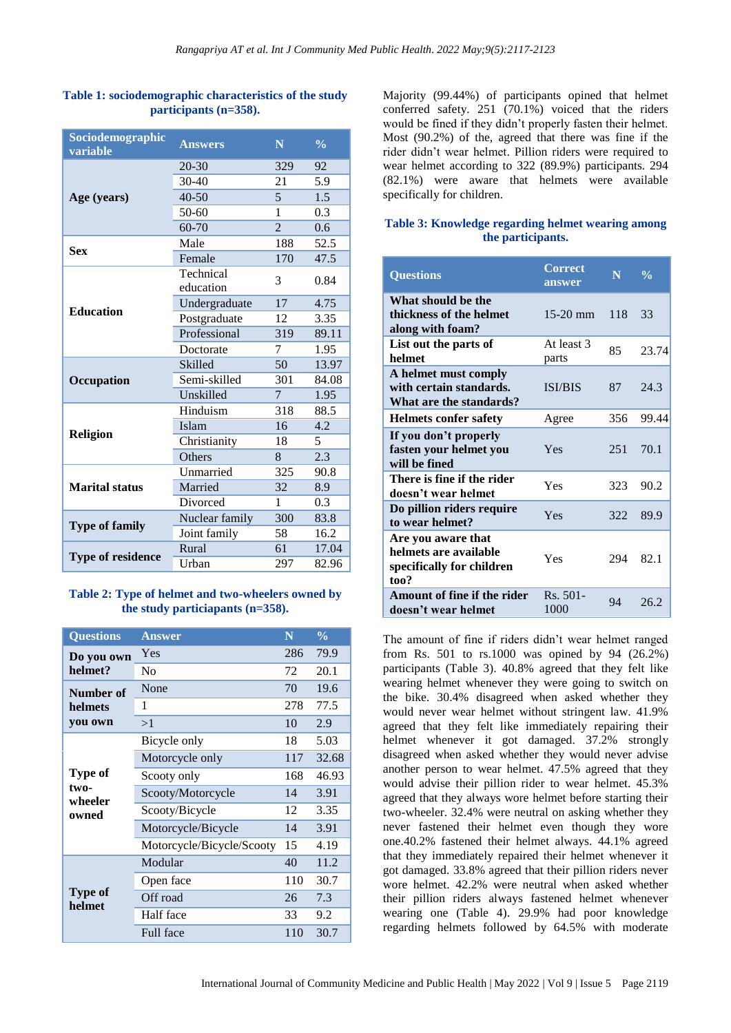**Table 1: sociodemographic characteristics of the study participants (n=358).**

| Sociodemographic variable | Answers | N | % |
|---|---|---|---|
| Age (years) | 20-30 | 329 | 92 |
| | 30-40 | 21 | 5.9 |
| | 40-50 | 5 | 1.5 |
| | 50-60 | 1 | 0.3 |
| | 60-70 | 2 | 0.6 |
| Sex | Male | 188 | 52.5 |
| | Female | 170 | 47.5 |
| Education | Technical education | 3 | 0.84 |
| | Undergraduate | 17 | 4.75 |
| | Postgraduate | 12 | 3.35 |
| | Professional | 319 | 89.11 |
| | Doctorate | 7 | 1.95 |
| Occupation | Skilled | 50 | 13.97 |
| | Semi-skilled | 301 | 84.08 |
| | Unskilled | 7 | 1.95 |
| Religion | Hinduism | 318 | 88.5 |
| | Islam | 16 | 4.2 |
| | Christianity | 18 | 5 |
| | Others | 8 | 2.3 |
| Marital status | Unmarried | 325 | 90.8 |
| | Married | 32 | 8.9 |
| | Divorced | 1 | 0.3 |
| Type of family | Nuclear family | 300 | 83.8 |
| | Joint family | 58 | 16.2 |
| Type of residence | Rural | 61 | 17.04 |
| | Urban | 297 | 82.96 |

**Table 2: Type of helmet and two-wheelers owned by the study particiapants (n=358).**

| Questions | Answer | N | % |
|---|---|---|---|
| Do you own helmet? | Yes | 286 | 79.9 |
| | No | 72 | 20.1 |
| Number of helmets you own | None | 70 | 19.6 |
| | 1 | 278 | 77.5 |
| | >1 | 10 | 2.9 |
| Type of two-wheeler owned | Bicycle only | 18 | 5.03 |
| | Motorcycle only | 117 | 32.68 |
| | Scooty only | 168 | 46.93 |
| | Scooty/Motorcycle | 14 | 3.91 |
| | Scooty/Bicycle | 12 | 3.35 |
| | Motorcycle/Bicycle | 14 | 3.91 |
| | Motorcycle/Bicycle/Scooty | 15 | 4.19 |
| Type of helmet | Modular | 40 | 11.2 |
| | Open face | 110 | 30.7 |
| | Off road | 26 | 7.3 |
| | Half face | 33 | 9.2 |
| | Full face | 110 | 30.7 |

Majority (99.44%) of participants opined that helmet conferred safety. 251 (70.1%) voiced that the riders would be fined if they didn't properly fasten their helmet. Most (90.2%) of the, agreed that there was fine if the rider didn't wear helmet. Pillion riders were required to wear helmet according to 322 (89.9%) participants. 294 (82.1%) were aware that helmets were available specifically for children.

**Table 3: Knowledge regarding helmet wearing among the participants.**

| Questions | Correct answer | N | % |
|---|---|---|---|
| What should be the thickness of the helmet along with foam? | 15-20 mm | 118 | 33 |
| List out the parts of helmet | At least 3 parts | 85 | 23.74 |
| A helmet must comply with certain standards. What are the standards? | ISI/BIS | 87 | 24.3 |
| Helmets confer safety | Agree | 356 | 99.44 |
| If you don't properly fasten your helmet you will be fined | Yes | 251 | 70.1 |
| There is fine if the rider doesn't wear helmet | Yes | 323 | 90.2 |
| Do pillion riders require to wear helmet? | Yes | 322 | 89.9 |
| Are you aware that helmets are available specifically for children too? | Yes | 294 | 82.1 |
| Amount of fine if the rider doesn't wear helmet | Rs. 501-1000 | 94 | 26.2 |

The amount of fine if riders didn't wear helmet ranged from Rs. 501 to rs.1000 was opined by 94 (26.2%) participants (Table 3). 40.8% agreed that they felt like wearing helmet whenever they were going to switch on the bike. 30.4% disagreed when asked whether they would never wear helmet without stringent law. 41.9% agreed that they felt like immediately repairing their helmet whenever it got damaged. 37.2% strongly disagreed when asked whether they would never advise another person to wear helmet. 47.5% agreed that they would advise their pillion rider to wear helmet. 45.3% agreed that they always wore helmet before starting their two-wheeler. 32.4% were neutral on asking whether they never fastened their helmet even though they wore one.40.2% fastened their helmet always. 44.1% agreed that they immediately repaired their helmet whenever it got damaged. 33.8% agreed that their pillion riders never wore helmet. 42.2% were neutral when asked whether their pillion riders always fastened helmet whenever wearing one (Table 4). 29.9% had poor knowledge regarding helmets followed by 64.5% with moderate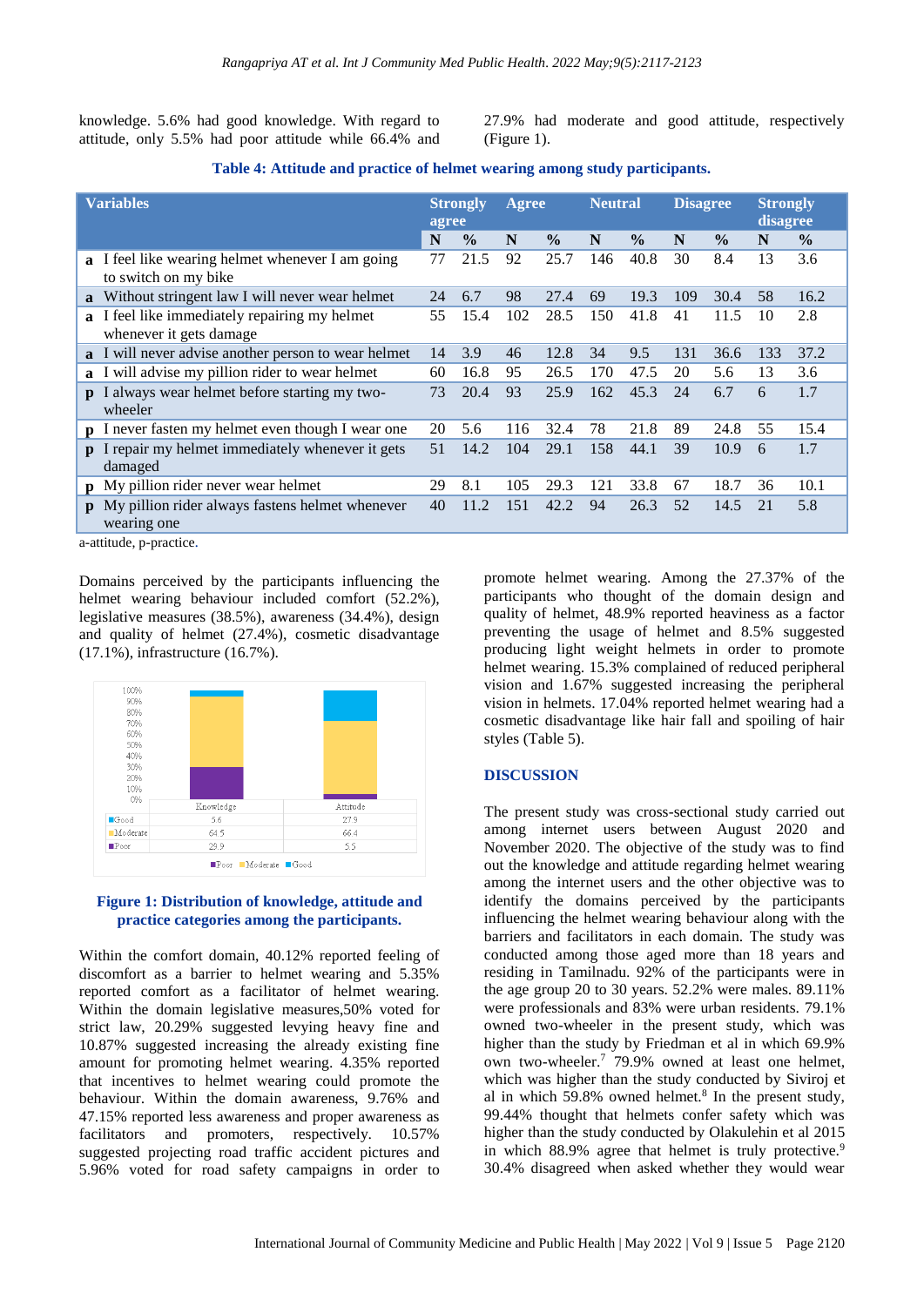knowledge. 5.6% had good knowledge. With regard to attitude, only 5.5% had poor attitude while 66.4% and 27.9% had moderate and good attitude, respectively (Figure 1).

**Table 4: Attitude and practice of helmet wearing among study participants.**

| | Variables | Strongly agree | | Agree | | Neutral | | Disagree | | Strongly disagree | |
|---|---|---|---|---|---|---|---|---|---|---|---|
| | | N | % | N | % | N | % | N | % | N | % |
| a | I feel like wearing helmet whenever I am going to switch on my bike | 77 | 21.5 | 92 | 25.7 | 146 | 40.8 | 30 | 8.4 | 13 | 3.6 |
| a | Without stringent law I will never wear helmet | 24 | 6.7 | 98 | 27.4 | 69 | 19.3 | 109 | 30.4 | 58 | 16.2 |
| a | I feel like immediately repairing my helmet whenever it gets damage | 55 | 15.4 | 102 | 28.5 | 150 | 41.8 | 41 | 11.5 | 10 | 2.8 |
| a | I will never advise another person to wear helmet | 14 | 3.9 | 46 | 12.8 | 34 | 9.5 | 131 | 36.6 | 133 | 37.2 |
| a | I will advise my pillion rider to wear helmet | 60 | 16.8 | 95 | 26.5 | 170 | 47.5 | 20 | 5.6 | 13 | 3.6 |
| p | I always wear helmet before starting my two-wheeler | 73 | 20.4 | 93 | 25.9 | 162 | 45.3 | 24 | 6.7 | 6 | 1.7 |
| p | I never fasten my helmet even though I wear one | 20 | 5.6 | 116 | 32.4 | 78 | 21.8 | 89 | 24.8 | 55 | 15.4 |
| p | I repair my helmet immediately whenever it gets damaged | 51 | 14.2 | 104 | 29.1 | 158 | 44.1 | 39 | 10.9 | 6 | 1.7 |
| p | My pillion rider never wear helmet | 29 | 8.1 | 105 | 29.3 | 121 | 33.8 | 67 | 18.7 | 36 | 10.1 |
| p | My pillion rider always fastens helmet whenever wearing one | 40 | 11.2 | 151 | 42.2 | 94 | 26.3 | 52 | 14.5 | 21 | 5.8 |

a-attitude, p-practice.

Domains perceived by the participants influencing the helmet wearing behaviour included comfort (52.2%), legislative measures (38.5%), awareness (34.4%), design and quality of helmet (27.4%), cosmetic disadvantage (17.1%), infrastructure (16.7%).

| | Knowledge | Attitude |
|---|---|---|
| Good | 5.6 | 27.9 |
| Moderate | 64.5 | 66.4 |
| Poor | 29.9 | 5.5 |

**Figure 1: Distribution of knowledge, attitude and practice categories among the participants.**

Within the comfort domain, 40.12% reported feeling of discomfort as a barrier to helmet wearing and 5.35% reported comfort as a facilitator of helmet wearing. Within the domain legislative measures,50% voted for strict law, 20.29% suggested levying heavy fine and 10.87% suggested increasing the already existing fine amount for promoting helmet wearing. 4.35% reported that incentives to helmet wearing could promote the behaviour. Within the domain awareness, 9.76% and 47.15% reported less awareness and proper awareness as facilitators and promoters, respectively. 10.57% suggested projecting road traffic accident pictures and 5.96% voted for road safety campaigns in order to promote helmet wearing. Among the 27.37% of the participants who thought of the domain design and quality of helmet, 48.9% reported heaviness as a factor preventing the usage of helmet and 8.5% suggested producing light weight helmets in order to promote helmet wearing. 15.3% complained of reduced peripheral vision and 1.67% suggested increasing the peripheral vision in helmets. 17.04% reported helmet wearing had a cosmetic disadvantage like hair fall and spoiling of hair styles (Table 5).

## DISCUSSION

The present study was cross-sectional study carried out among internet users between August 2020 and November 2020. The objective of the study was to find out the knowledge and attitude regarding helmet wearing among the internet users and the other objective was to identify the domains perceived by the participants influencing the helmet wearing behaviour along with the barriers and facilitators in each domain. The study was conducted among those aged more than 18 years and residing in Tamilnadu. 92% of the participants were in the age group 20 to 30 years. 52.2% were males. 89.11% were professionals and 83% were urban residents. 79.1% owned two-wheeler in the present study, which was higher than the study by Friedman et al in which 69.9% own two-wheeler.[7] 79.9% owned at least one helmet, which was higher than the study conducted by Siviroj et al in which 59.8% owned helmet.[8] In the present study, 99.44% thought that helmets confer safety which was higher than the study conducted by Olakulehin et al 2015 in which 88.9% agree that helmet is truly protective.[9] 30.4% disagreed when asked whether they would wear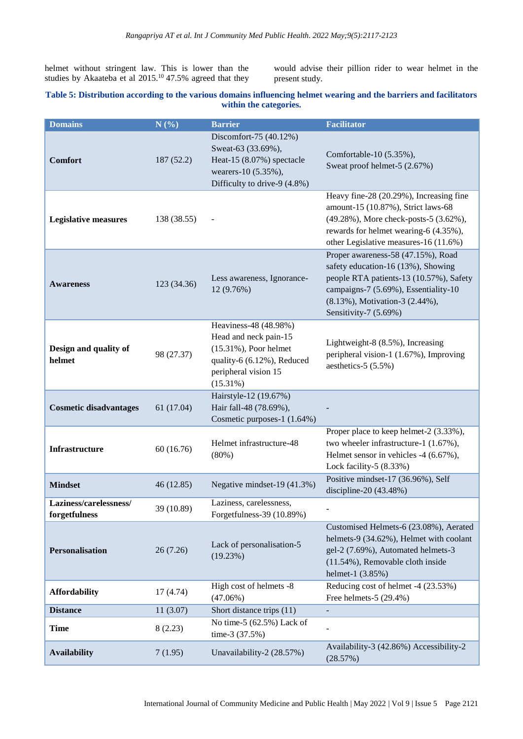helmet without stringent law. This is lower than the studies by Akaateba et al 2015.[10] 47.5% agreed that they would advise their pillion rider to wear helmet in the present study.

**Table 5: Distribution according to the various domains influencing helmet wearing and the barriers and facilitators within the categories.**

| Domains | N (%) | Barrier | Facilitator |
|---|---|---|---|
| **Comfort** | 187 (52.2) | Discomfort-75 (40.12%) Sweat-63 (33.69%), Heat-15 (8.07%) spectacle wearers-10 (5.35%), Difficulty to drive-9 (4.8%) | Comfortable-10 (5.35%), Sweat proof helmet-5 (2.67%) |
| **Legislative measures** | 138 (38.55) | - | Heavy fine-28 (20.29%), Increasing fine amount-15 (10.87%), Strict laws-68 (49.28%), More check-posts-5 (3.62%), rewards for helmet wearing-6 (4.35%), other Legislative measures-16 (11.6%) |
| **Awareness** | 123 (34.36) | Less awareness, Ignorance-12 (9.76%) | Proper awareness-58 (47.15%), Road safety education-16 (13%), Showing people RTA patients-13 (10.57%), Safety campaigns-7 (5.69%), Essentiality-10 (8.13%), Motivation-3 (2.44%), Sensitivity-7 (5.69%) |
| **Design and quality of helmet** | 98 (27.37) | Heaviness-48 (48.98%) Head and neck pain-15 (15.31%), Poor helmet quality-6 (6.12%), Reduced peripheral vision 15 (15.31%) | Lightweight-8 (8.5%), Increasing peripheral vision-1 (1.67%), Improving aesthetics-5 (5.5%) |
| **Cosmetic disadvantages** | 61 (17.04) | Hairstyle-12 (19.67%) Hair fall-48 (78.69%), Cosmetic purposes-1 (1.64%) | - |
| **Infrastructure** | 60 (16.76) | Helmet infrastructure-48 (80%) | Proper place to keep helmet-2 (3.33%), two wheeler infrastructure-1 (1.67%), Helmet sensor in vehicles -4 (6.67%), Lock facility-5 (8.33%) |
| **Mindset** | 46 (12.85) | Negative mindset-19 (41.3%) | Positive mindset-17 (36.96%), Self discipline-20 (43.48%) |
| **Laziness/carelessness/ forgetfulness** | 39 (10.89) | Laziness, carelessness, Forgetfulness-39 (10.89%) | - |
| **Personalisation** | 26 (7.26) | Lack of personalisation-5 (19.23%) | Customised Helmets-6 (23.08%), Aerated helmets-9 (34.62%), Helmet with coolant gel-2 (7.69%), Automated helmets-3 (11.54%), Removable cloth inside helmet-1 (3.85%) |
| **Affordability** | 17 (4.74) | High cost of helmets -8 (47.06%) | Reducing cost of helmet -4 (23.53%) Free helmets-5 (29.4%) |
| **Distance** | 11 (3.07) | Short distance trips (11) | - |
| **Time** | 8 (2.23) | No time-5 (62.5%) Lack of time-3 (37.5%) | - |
| **Availability** | 7 (1.95) | Unavailability-2 (28.57%) | Availability-3 (42.86%) Accessibility-2 (28.57%) |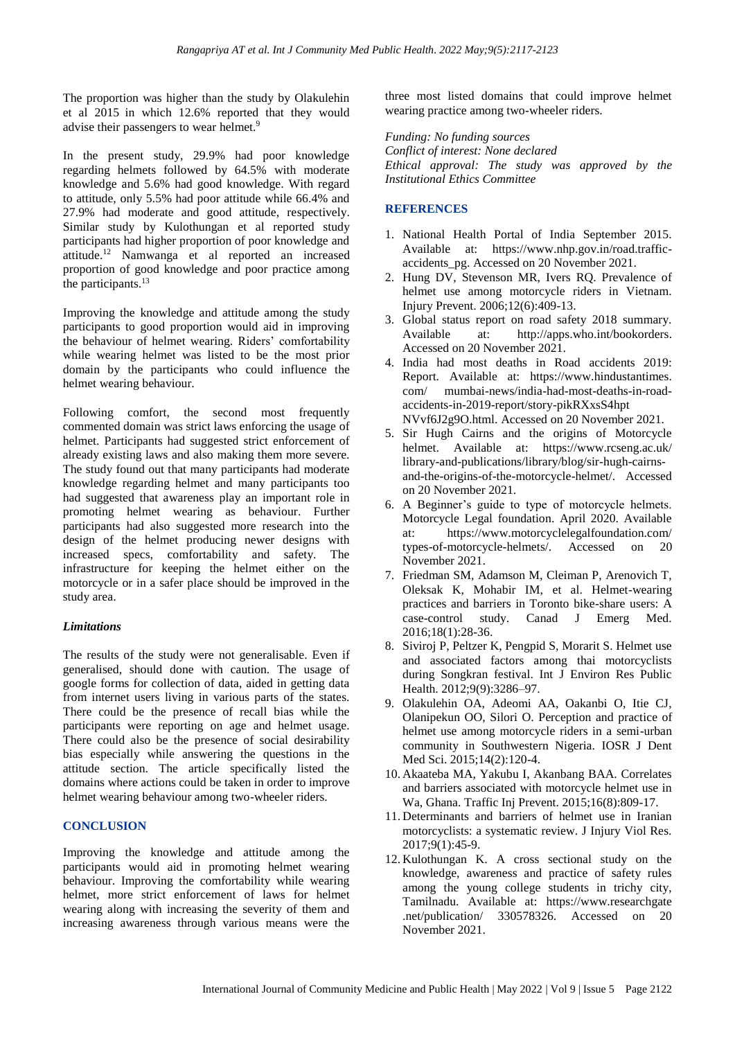The proportion was higher than the study by Olakulehin et al 2015 in which 12.6% reported that they would advise their passengers to wear helmet.[9]

In the present study, 29.9% had poor knowledge regarding helmets followed by 64.5% with moderate knowledge and 5.6% had good knowledge. With regard to attitude, only 5.5% had poor attitude while 66.4% and 27.9% had moderate and good attitude, respectively. Similar study by Kulothungan et al reported study participants had higher proportion of poor knowledge and attitude.[12] Namwanga et al reported an increased proportion of good knowledge and poor practice among the participants.[13]

Improving the knowledge and attitude among the study participants to good proportion would aid in improving the behaviour of helmet wearing. Riders' comfortability while wearing helmet was listed to be the most prior domain by the participants who could influence the helmet wearing behaviour.

Following comfort, the second most frequently commented domain was strict laws enforcing the usage of helmet. Participants had suggested strict enforcement of already existing laws and also making them more severe. The study found out that many participants had moderate knowledge regarding helmet and many participants too had suggested that awareness play an important role in promoting helmet wearing as behaviour. Further participants had also suggested more research into the design of the helmet producing newer designs with increased specs, comfortability and safety. The infrastructure for keeping the helmet either on the motorcycle or in a safer place should be improved in the study area.

### *Limitations*

The results of the study were not generalisable. Even if generalised, should done with caution. The usage of google forms for collection of data, aided in getting data from internet users living in various parts of the states. There could be the presence of recall bias while the participants were reporting on age and helmet usage. There could also be the presence of social desirability bias especially while answering the questions in the attitude section. The article specifically listed the domains where actions could be taken in order to improve helmet wearing behaviour among two-wheeler riders.

## CONCLUSION

Improving the knowledge and attitude among the participants would aid in promoting helmet wearing behaviour. Improving the comfortability while wearing helmet, more strict enforcement of laws for helmet wearing along with increasing the severity of them and increasing awareness through various means were the three most listed domains that could improve helmet wearing practice among two-wheeler riders.

*Funding: No funding sources*
*Conflict of interest: None declared*
*Ethical approval: The study was approved by the Institutional Ethics Committee*

## REFERENCES

1. National Health Portal of India September 2015. Available at: https://www.nhp.gov.in/road.traffic-accidents_pg. Accessed on 20 November 2021.
2. Hung DV, Stevenson MR, Ivers RQ. Prevalence of helmet use among motorcycle riders in Vietnam. Injury Prevent. 2006;12(6):409-13.
3. Global status report on road safety 2018 summary. Available at: http://apps.who.int/bookorders. Accessed on 20 November 2021.
4. India had most deaths in Road accidents 2019: Report. Available at: https://www.hindustantimes.com/ mumbai-news/india-had-most-deaths-in-road-accidents-in-2019-report/story-pikRXxsS4hpt NVvf6J2g9O.html. Accessed on 20 November 2021.
5. Sir Hugh Cairns and the origins of Motorcycle helmet. Available at: https://www.rcseng.ac.uk/ library-and-publications/library/blog/sir-hugh-cairns-and-the-origins-of-the-motorcycle-helmet/. Accessed on 20 November 2021.
6. A Beginner's guide to type of motorcycle helmets. Motorcycle Legal foundation. April 2020. Available at: https://www.motorcyclelegalfoundation.com/ types-of-motorcycle-helmets/. Accessed on 20 November 2021.
7. Friedman SM, Adamson M, Cleiman P, Arenovich T, Oleksak K, Mohabir IM, et al. Helmet-wearing practices and barriers in Toronto bike-share users: A case-control study. Canad J Emerg Med. 2016;18(1):28-36.
8. Siviroj P, Peltzer K, Pengpid S, Morarit S. Helmet use and associated factors among thai motorcyclists during Songkran festival. Int J Environ Res Public Health. 2012;9(9):3286–97.
9. Olakulehin OA, Adeomi AA, Oakanbi O, Itie CJ, Olanipekun OO, Silori O. Perception and practice of helmet use among motorcycle riders in a semi-urban community in Southwestern Nigeria. IOSR J Dent Med Sci. 2015;14(2):120-4.
10. Akaateba MA, Yakubu I, Akanbang BAA. Correlates and barriers associated with motorcycle helmet use in Wa, Ghana. Traffic Inj Prevent. 2015;16(8):809-17.
11. Determinants and barriers of helmet use in Iranian motorcyclists: a systematic review. J Injury Viol Res. 2017;9(1):45-9.
12. Kulothungan K. A cross sectional study on the knowledge, awareness and practice of safety rules among the young college students in trichy city, Tamilnadu. Available at: https://www.researchgate .net/publication/ 330578326. Accessed on 20 November 2021.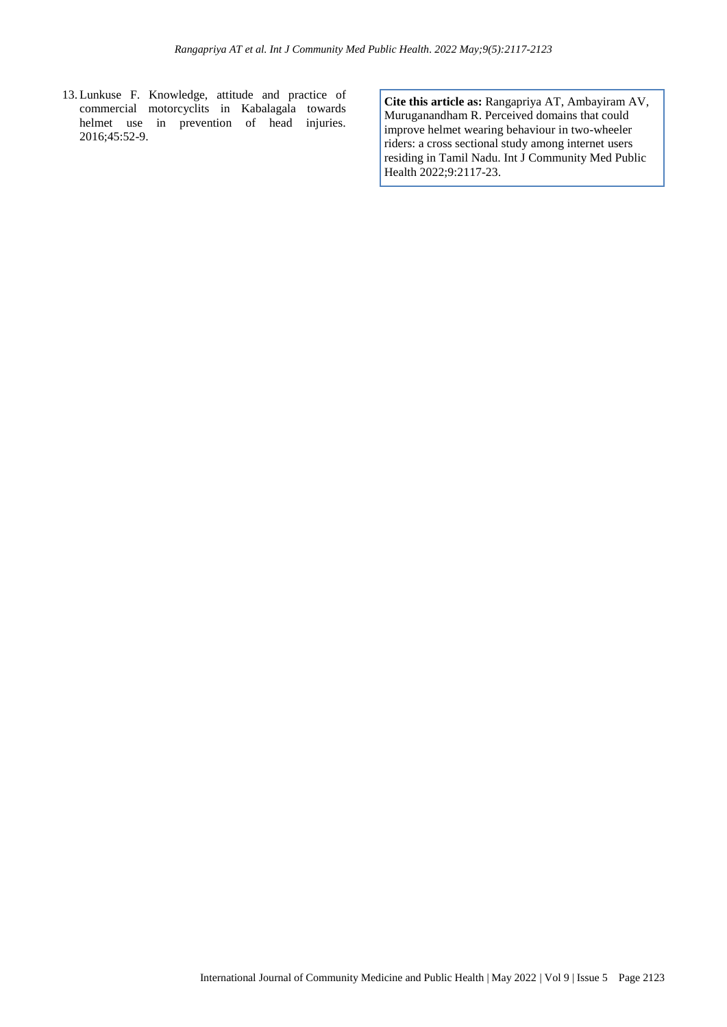13. Lunkuse F. Knowledge, attitude and practice of commercial motorcyclits in Kabalagala towards helmet use in prevention of head injuries. 2016;45:52-9.

**Cite this article as:** Rangapriya AT, Ambayiram AV, Muruganandham R. Perceived domains that could improve helmet wearing behaviour in two-wheeler riders: a cross sectional study among internet users residing in Tamil Nadu. Int J Community Med Public Health 2022;9:2117-23.